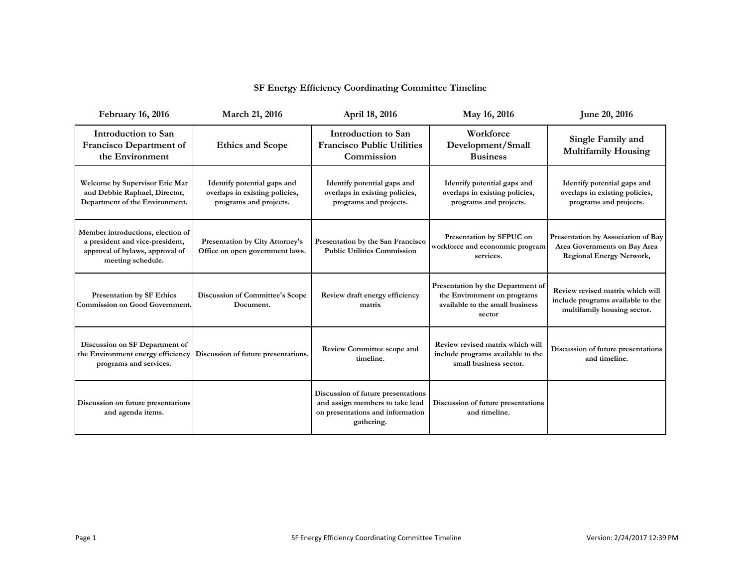## SF Energy Efficiency Coordinating Committee Timeline

| February 16, 2016 | March 21, 2016 | April 18, 2016 | May 16, 2016 | June 20, 2016 |
|---|---|---|---|---|
| **Introduction to San Francisco Department of the Environment** | **Ethics and Scope** | **Introduction to San Francisco Public Utilities Commission** | **Workforce Development/Small Business** | **Single Family and Multifamily Housing** |
| Welcome by Supervisor Eric Mar and Debbie Raphael, Director, Department of the Environment. | Identify potential gaps and overlaps in existing policies, programs and projects. | Identify potential gaps and overlaps in existing policies, programs and projects. | Identify potential gaps and overlaps in existing policies, programs and projects. | Identify potential gaps and overlaps in existing policies, programs and projects. |
| Member introductions, election of a president and vice-president, approval of bylaws, approval of meeting schedule. | Presentation by City Attorney's Office on open government laws. | Presentation by the San Francisco Public Utilities Commission | Presentation by SFPUC on workforce and econonmic program services. | Presentation by Association of Bay Area Governments on Bay Area Regional Energy Network, |
| Presentation by SF Ethics Commission on Good Government. | Discussion of Committee's Scope Document. | Review draft energy efficiency matrix | Presentation by the Department of the Environment on programs available to the small business sector | Review revised matrix which will include programs available to the multifamily housing sector. |
| Discussion on SF Department of the Environment energy efficiency programs and services. | Discussion of future presentations. | Review Committee scope and timeline. | Review revised matrix which will include programs available to the small business sector. | Discussion of future presentations and timeline. |
| Discussion on future presentations and agenda items. | | Discussion of future presentations and assign members to take lead on presentations and information gathering. | Discussion of future presentations and timeline. | |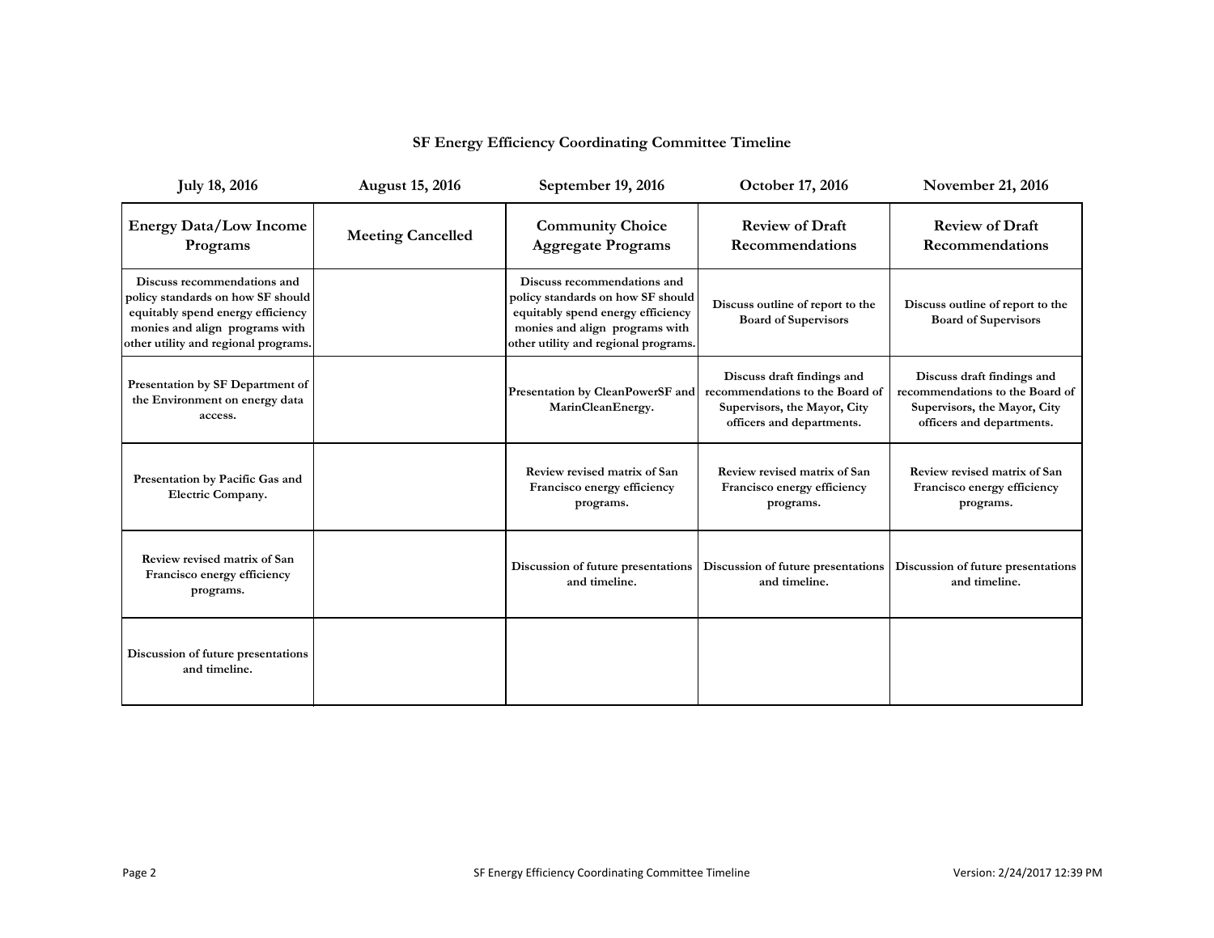# SF Energy Efficiency Coordinating Committee Timeline

| July 18, 2016 | August 15, 2016 | September 19, 2016 | October 17, 2016 | November 21, 2016 |
|---|---|---|---|---|
| **Energy Data/Low Income Programs** | **Meeting Cancelled** | **Community Choice Aggregate Programs** | **Review of Draft Recommendations** | **Review of Draft Recommendations** |
| Discuss recommendations and policy standards on how SF should equitably spend energy efficiency monies and align programs with other utility and regional programs. | | Discuss recommendations and policy standards on how SF should equitably spend energy efficiency monies and align programs with other utility and regional programs. | Discuss outline of report to the Board of Supervisors | Discuss outline of report to the Board of Supervisors |
| Presentation by SF Department of the Environment on energy data access. | | Presentation by CleanPowerSF and MarinCleanEnergy. | Discuss draft findings and recommendations to the Board of Supervisors, the Mayor, City officers and departments. | Discuss draft findings and recommendations to the Board of Supervisors, the Mayor, City officers and departments. |
| Presentation by Pacific Gas and Electric Company. | | Review revised matrix of San Francisco energy efficiency programs. | Review revised matrix of San Francisco energy efficiency programs. | Review revised matrix of San Francisco energy efficiency programs. |
| Review revised matrix of San Francisco energy efficiency programs. | | Discussion of future presentations and timeline. | Discussion of future presentations and timeline. | Discussion of future presentations and timeline. |
| Discussion of future presentations and timeline. | | | | |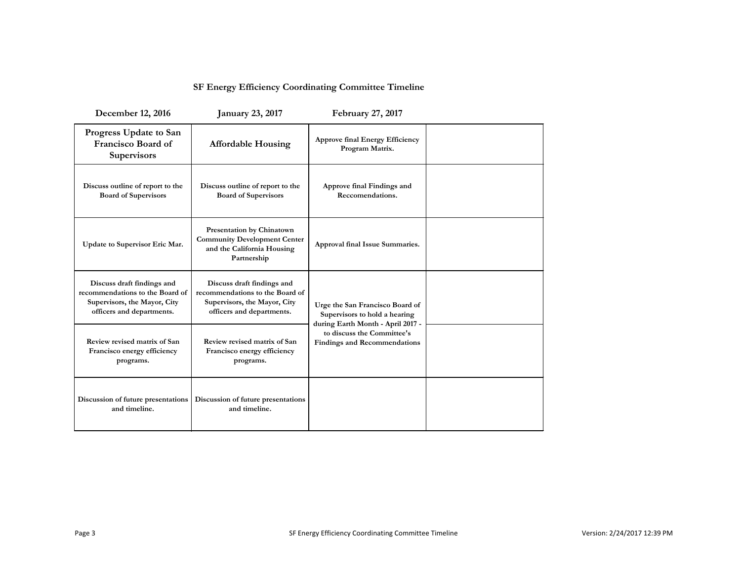## SF Energy Efficiency Coordinating Committee Timeline

| December 12, 2016 | January 23, 2017 | February 27, 2017 | |
|---|---|---|---|
| **Progress Update to San Francisco Board of Supervisors** | **Affordable Housing** | **Approve final Energy Efficiency Program Matrix.** | |
| **Discuss outline of report to the Board of Supervisors** | **Discuss outline of report to the Board of Supervisors** | **Approve final Findings and Reccomendations.** | |
| **Update to Supervisor Eric Mar.** | **Presentation by Chinatown Community Development Center and the California Housing Partnership** | **Approval final Issue Summaries.** | |
| **Discuss draft findings and recommendations to the Board of Supervisors, the Mayor, City officers and departments.** | **Discuss draft findings and recommendations to the Board of Supervisors, the Mayor, City officers and departments.** | **Urge the San Francisco Board of Supervisors to hold a hearing during Earth Month - April 2017 - to discuss the Committee's Findings and Recommendations** | |
| **Review revised matrix of San Francisco energy efficiency programs.** | **Review revised matrix of San Francisco energy efficiency programs.** | | |
| **Discussion of future presentations and timeline.** | **Discussion of future presentations and timeline.** | | |

Version: 2/24/2017 12:39 PM